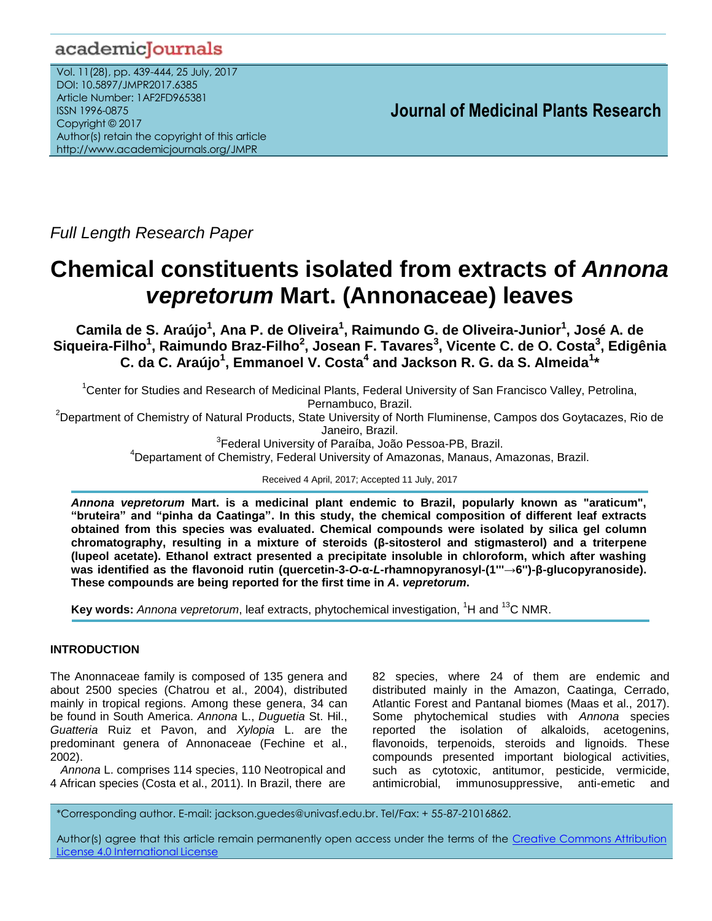Full Length Research Paper

# Chemical constituents isolated from extracts of *Annona vepretorum* Mart. (Annonaceae) leaves

**Camila de S. Araújo[1], Ana P. de Oliveira[1], Raimundo G. de Oliveira-Junior[1], José A. de Siqueira-Filho[1], Raimundo Braz-Filho[2], Josean F. Tavares[3], Vicente C. de O. Costa[3], Edigênia C. da C. Araújo[1], Emmanoel V. Costa[4] and Jackson R. G. da S. Almeida[1]***

[1]Center for Studies and Research of Medicinal Plants, Federal University of San Francisco Valley, Petrolina, Pernambuco, Brazil.

[2]Department of Chemistry of Natural Products, State University of North Fluminense, Campos dos Goytacazes, Rio de Janeiro, Brazil.

[3]Federal University of Paraíba, João Pessoa-PB, Brazil.

[4]Departament of Chemistry, Federal University of Amazonas, Manaus, Amazonas, Brazil.

Received 4 April, 2017; Accepted 11 July, 2017

***Annona vepretorum* Mart. is a medicinal plant endemic to Brazil, popularly known as "araticum", "bruteira" and "pinha da Caatinga". In this study, the chemical composition of different leaf extracts obtained from this species was evaluated. Chemical compounds were isolated by silica gel column chromatography, resulting in a mixture of steroids (β-sitosterol and stigmasterol) and a triterpene (lupeol acetate). Ethanol extract presented a precipitate insoluble in chloroform, which after washing was identified as the flavonoid rutin (quercetin-3-*O*-α-*L*-rhamnopyranosyl-(1'''→6'')-β-glucopyranoside). These compounds are being reported for the first time in *A. vepretorum*.**

**Key words:** *Annona vepretorum*, leaf extracts, phytochemical investigation, $^{1}$H and $^{13}$C NMR.

## INTRODUCTION

The Anonnaceae family is composed of 135 genera and about 2500 species (Chatrou et al., 2004), distributed mainly in tropical regions. Among these genera, 34 can be found in South America. *Annona* L., *Duguetia* St. Hil., *Guatteria* Ruiz et Pavon, and *Xylopia* L. are the predominant genera of Annonaceae (Fechine et al., 2002).

*Annona* L. comprises 114 species, 110 Neotropical and 4 African species (Costa et al., 2011). In Brazil, there are 82 species, where 24 of them are endemic and distributed mainly in the Amazon, Caatinga, Cerrado, Atlantic Forest and Pantanal biomes (Maas et al., 2017). Some phytochemical studies with *Annona* species reported the isolation of alkaloids, acetogenins, flavonoids, terpenoids, steroids and lignoids. These compounds presented important biological activities, such as cytotoxic, antitumor, pesticide, vermicide, antimicrobial, immunosuppressive, anti-emetic and

*Corresponding author. E-mail: jackson.guedes@univasf.edu.br. Tel/Fax: + 55-87-21016862.

Author(s) agree that this article remain permanently open access under the terms of the Creative Commons Attribution License 4.0 International License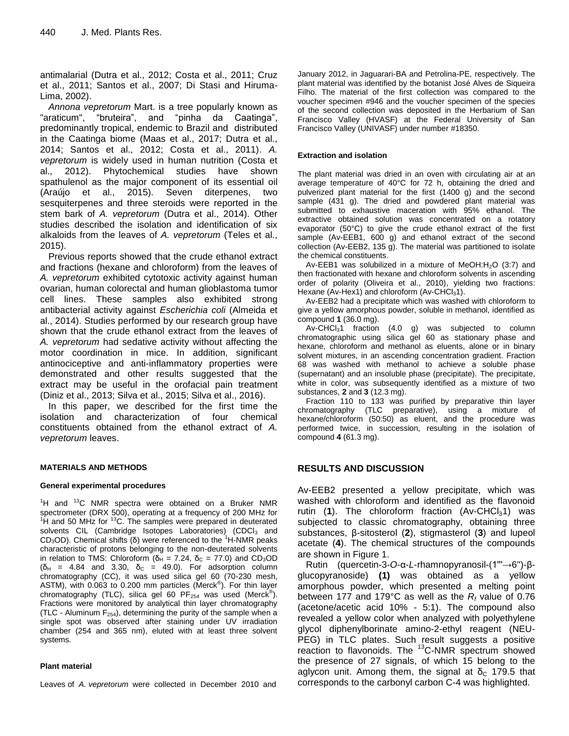antimalarial (Dutra et al., 2012; Costa et al., 2011; Cruz et al., 2011; Santos et al., 2007; Di Stasi and Hiruma-Lima, 2002).

*Annona vepretorum* Mart. is a tree popularly known as "araticum", "bruteira", and "pinha da Caatinga", predominantly tropical, endemic to Brazil and distributed in the Caatinga biome (Maas et al., 2017; Dutra et al., 2014; Santos et al., 2012; Costa et al., 2011). *A. vepretorum* is widely used in human nutrition (Costa et al., 2012). Phytochemical studies have shown spathulenol as the major component of its essential oil (Araújo et al., 2015). Seven diterpenes, two sesquiterpenes and three steroids were reported in the stem bark of *A. vepretorum* (Dutra et al., 2014). Other studies described the isolation and identification of six alkaloids from the leaves of *A. vepretorum* (Teles et al., 2015).

Previous reports showed that the crude ethanol extract and fractions (hexane and chloroform) from the leaves of *A. vepretorum* exhibited cytotoxic activity against human ovarian, human colorectal and human glioblastoma tumor cell lines. These samples also exhibited strong antibacterial activity against *Escherichia coli* (Almeida et al., 2014). Studies performed by our research group have shown that the crude ethanol extract from the leaves of *A. vepretorum* had sedative activity without affecting the motor coordination in mice. In addition, significant antinociceptive and anti-inflammatory properties were demonstrated and other results suggested that the extract may be useful in the orofacial pain treatment (Diniz et al., 2013; Silva et al., 2015; Silva et al., 2016).

In this paper, we described for the first time the isolation and characterization of four chemical constituents obtained from the ethanol extract of *A. vepretorum* leaves.

## MATERIALS AND METHODS

### General experimental procedures

$^{1}$H and $^{13}$C NMR spectra were obtained on a Bruker NMR spectrometer (DRX 500), operating at a frequency of 200 MHz for $^{1}$H and 50 MHz for $^{13}$C. The samples were prepared in deuterated solvents CIL (Cambridge Isotopes Laboratories) ($CDCl_3$ and $CD_3OD$). Chemical shifts (δ) were referenced to the $^{1}$H-NMR peaks characteristic of protons belonging to the non-deuterated solvents in relation to TMS: Chloroform ($\delta_H$ = 7.24, $\delta_C$ = 77.0) and $CD_3OD$ ($\delta_H$ = 4.84 and 3.30, $\delta_C$ = 49.0). For adsorption column chromatography (CC), it was used silica gel 60 (70-230 mesh, ASTM), with 0.063 to 0.200 mm particles (Merck®). For thin layer chromatography (TLC), silica gel 60 $PF_{254}$ was used (Merck®). Fractions were monitored by analytical thin layer chromatography (TLC - Aluminum $F_{254}$), determining the purity of the sample when a single spot was observed after staining under UV irradiation chamber (254 and 365 nm), eluted with at least three solvent systems.

### Plant material

Leaves of *A. vepretorum* were collected in December 2010 and January 2012, in Jaguarari-BA and Petrolina-PE, respectively. The plant material was identified by the botanist José Alves de Siqueira Filho. The material of the first collection was compared to the voucher specimen #946 and the voucher specimen of the species of the second collection was deposited in the Herbarium of San Francisco Valley (HVASF) at the Federal University of San Francisco Valley (UNIVASF) under number #18350.

### Extraction and isolation

The plant material was dried in an oven with circulating air at an average temperature of 40°C for 72 h, obtaining the dried and pulverized plant material for the first (1400 g) and the second sample (431 g). The dried and powdered plant material was submitted to exhaustive maceration with 95% ethanol. The extractive obtained solution was concentrated on a rotatory evaporator (50°C) to give the crude ethanol extract of the first sample (Av-EEB1, 600 g) and ethanol extract of the second collection (Av-EEB2, 135 g). The material was partitioned to isolate the chemical constituents.

Av-EEB1 was solubilized in a mixture of $MeOH:H_2O$ (3:7) and then fractionated with hexane and chloroform solvents in ascending order of polarity (Oliveira et al., 2010), yielding two fractions: Hexane (Av-Hex1) and chloroform (Av-$CHCl_3$1).

Av-EEB2 had a precipitate which was washed with chloroform to give a yellow amorphous powder, soluble in methanol, identified as compound **1** (36.0 mg).

Av-$CHCl_3$1 fraction (4.0 g) was subjected to column chromatographic using silica gel 60 as stationary phase and hexane, chloroform and methanol as eluents, alone or in binary solvent mixtures, in an ascending concentration gradient. Fraction 68 was washed with methanol to achieve a soluble phase (supernatant) and an insoluble phase (precipitate). The precipitate, white in color, was subsequently identified as a mixture of two substances, **2** and **3** (12.3 mg).

Fraction 110 to 133 was purified by preparative thin layer chromatography (TLC preparative), using a mixture of hexane/chloroform (50:50) as eluent, and the procedure was performed twice, in succession, resulting in the isolation of compound **4** (61.3 mg).

## RESULTS AND DISCUSSION

Av-EEB2 presented a yellow precipitate, which was washed with chloroform and identified as the flavonoid rutin (**1**). The chloroform fraction (Av-$CHCl_3$1) was subjected to classic chromatography, obtaining three substances, β-sitosterol (**2**), stigmasterol (**3**) and lupeol acetate (**4**). The chemical structures of the compounds are shown in Figure 1.

Rutin (quercetin-3-*O*-α-*L*-rhamnopyranosil-(1'''→6'')-β-glucopyranoside) **(1)** was obtained as a yellow amorphous powder, which presented a melting point between 177 and 179°C as well as the $R_f$ value of 0.76 (acetone/acetic acid 10% - 5:1). The compound also revealed a yellow color when analyzed with polyethylene glycol diphenylborinate amino-2-ethyl reagent (NEU-PEG) in TLC plates. Such result suggests a positive reaction to flavonoids. The $^{13}$C-NMR spectrum showed the presence of 27 signals, of which 15 belong to the aglycon unit. Among them, the signal at $\delta_C$ 179.5 that corresponds to the carbonyl carbon C-4 was highlighted.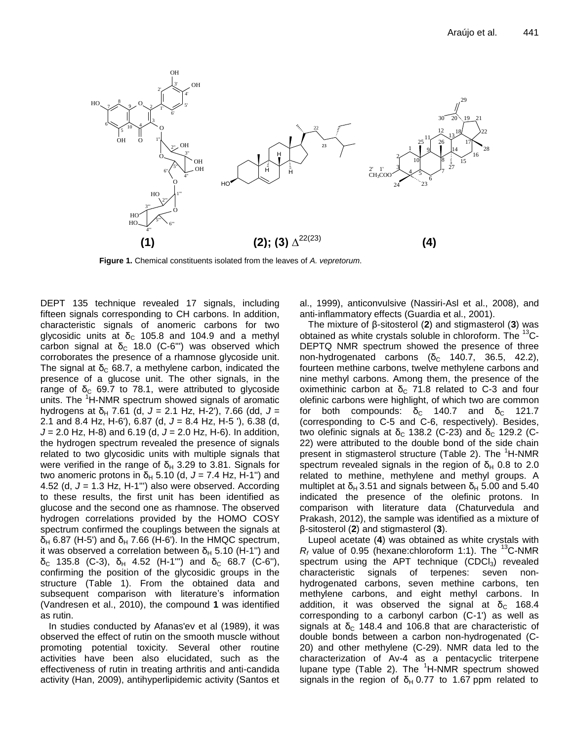**Figure 1.** Chemical constituents isolated from the leaves of *A. vepretorum*.

DEPT 135 technique revealed 17 signals, including fifteen signals corresponding to CH carbons. In addition, characteristic signals of anomeric carbons for two glycosidic units at $\delta_C$ 105.8 and 104.9 and a methyl carbon signal at $\delta_C$ 18.0 (C-6''') was observed which corroborates the presence of a rhamnose glycoside unit. The signal at $\delta_C$ 68.7, a methylene carbon, indicated the presence of a glucose unit. The other signals, in the range of $\delta_C$ 69.7 to 78.1, were attributed to glycoside units. The $^1$H-NMR spectrum showed signals of aromatic hydrogens at $\delta_H$ 7.61 (d, *J* = 2.1 Hz, H-2'), 7.66 (dd, *J* = 2.1 and 8.4 Hz, H-6'), 6.87 (d, *J* = 8.4 Hz, H-5 '), 6.38 (d, *J* = 2.0 Hz, H-8) and 6.19 (d, *J* = 2.0 Hz, H-6). In addition, the hydrogen spectrum revealed the presence of signals related to two glycosidic units with multiple signals that were verified in the range of $\delta_H$ 3.29 to 3.81. Signals for two anomeric protons in $\delta_H$ 5.10 (d, *J* = 7.4 Hz, H-1'') and 4.52 (d, *J* = 1.3 Hz, H-1''') also were observed. According to these results, the first unit has been identified as glucose and the second one as rhamnose. The observed hydrogen correlations provided by the HOMO COSY spectrum confirmed the couplings between the signals at $\delta_H$ 6.87 (H-5') and $\delta_H$ 7.66 (H-6'). In the HMQC spectrum, it was observed a correlation between $\delta_H$ 5.10 (H-1'') and $\delta_C$ 135.8 (C-3), $\delta_H$ 4.52 (H-1''') and $\delta_C$ 68.7 (C-6''), confirming the position of the glycosidic groups in the structure (Table 1). From the obtained data and subsequent comparison with literature's information (Vandresen et al., 2010), the compound **1** was identified as rutin.

In studies conducted by Afanas'ev et al (1989), it was observed the effect of rutin on the smooth muscle without promoting potential toxicity. Several other routine activities have been also elucidated, such as the effectiveness of rutin in treating arthritis and anti-candida activity (Han, 2009), antihyperlipidemic activity (Santos et al., 1999), anticonvulsive (Nassiri-Asl et al., 2008), and anti-inflammatory effects (Guardia et al., 2001).

The mixture of β-sitosterol (**2**) and stigmasterol (**3**) was obtained as white crystals soluble in chloroform. The $^{13}$C-DEPTQ NMR spectrum showed the presence of three non-hydrogenated carbons ($\delta_C$ 140.7, 36.5, 42.2), fourteen methine carbons, twelve methylene carbons and nine methyl carbons. Among them, the presence of the oximethinic carbon at $\delta_C$ 71.8 related to C-3 and four olefinic carbons were highlight, of which two are common for both compounds: $\delta_C$ 140.7 and $\delta_C$ 121.7 (corresponding to C-5 and C-6, respectively). Besides, two olefinic signals at $\delta_C$ 138.2 (C-23) and $\delta_C$ 129.2 (C-22) were attributed to the double bond of the side chain present in stigmasterol structure (Table 2). The $^1$H-NMR spectrum revealed signals in the region of $\delta_H$ 0.8 to 2.0 related to methine, methylene and methyl groups. A multiplet at $\delta_H$ 3.51 and signals between $\delta_H$ 5.00 and 5.40 indicated the presence of the olefinic protons. In comparison with literature data (Chaturvedula and Prakash, 2012), the sample was identified as a mixture of β-sitosterol (**2**) and stigmasterol (**3**).

Lupeol acetate (**4**) was obtained as white crystals with $R_f$ value of 0.95 (hexane:chloroform 1:1). The $^{13}$C-NMR spectrum using the APT technique ($CDCl_3$) revealed characteristic signals of terpenes: seven non-hydrogenated carbons, seven methine carbons, ten methylene carbons, and eight methyl carbons. In addition, it was observed the signal at $\delta_C$ 168.4 corresponding to a carbonyl carbon (C-1') as well as signals at $\delta_C$ 148.4 and 106.8 that are characteristic of double bonds between a carbon non-hydrogenated (C-20) and other methylene (C-29). NMR data led to the characterization of Av-4 as a pentacyclic triterpene lupane type (Table 2). The $^1$H-NMR spectrum showed signals in the region of $\delta_H$ 0.77 to 1.67 ppm related to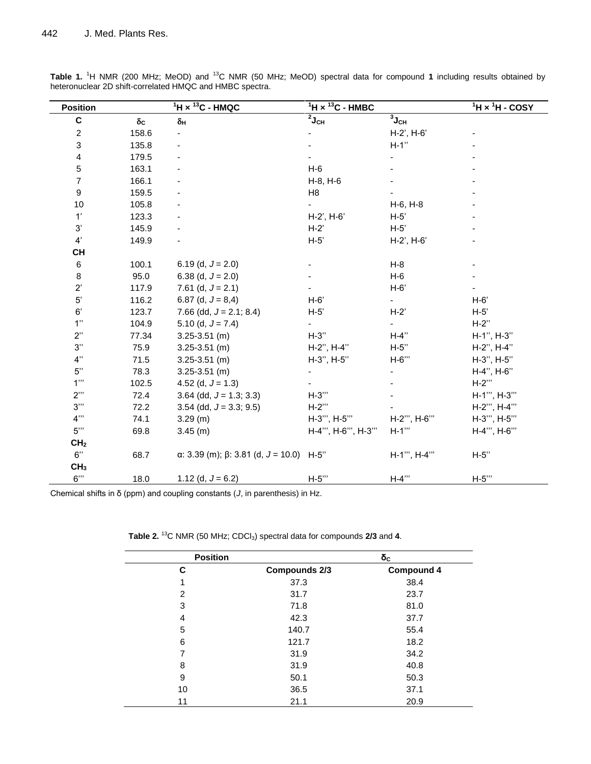**Table 1.** $^{1}H$ NMR (200 MHz; MeOD) and $^{13}C$ NMR (50 MHz; MeOD) spectral data for compound **1** including results obtained by heteronuclear 2D shift-correlated HMQC and HMBC spectra.

| Position | $^{1}H \times {}^{13}C$ - HMQC | | $^{1}H \times {}^{13}C$ - HMBC | | $^{1}H \times {}^{1}H$ - COSY |
|---|---|---|---|---|---|
| **C** | $\delta_C$ | $\delta_H$ | $^{2}J_{CH}$ | $^{3}J_{CH}$ | |
| 2 | 158.6 | - | - | H-2', H-6' | - |
| 3 | 135.8 | - | - | H-1'' | - |
| 4 | 179.5 | - | - | - | - |
| 5 | 163.1 | - | H-6 | - | - |
| 7 | 166.1 | - | H-8, H-6 | - | - |
| 9 | 159.5 | - | H8 | - | - |
| 10 | 105.8 | - | - | H-6, H-8 | - |
| 1' | 123.3 | - | H-2', H-6' | H-5' | - |
| 3' | 145.9 | - | H-2' | H-5' | - |
| 4' | 149.9 | - | H-5' | H-2', H-6' | - |
| **CH** | | | | | |
| 6 | 100.1 | 6.19 (d, *J* = 2.0) | - | H-8 | - |
| 8 | 95.0 | 6.38 (d, *J* = 2.0) | - | H-6 | - |
| 2' | 117.9 | 7.61 (d, *J* = 2.1) | - | H-6' | - |
| 5' | 116.2 | 6.87 (d, *J* = 8,4) | H-6' | - | H-6' |
| 6' | 123.7 | 7.66 (dd, *J* = 2.1; 8.4) | H-5' | H-2' | H-5' |
| 1'' | 104.9 | 5.10 (d, *J* = 7.4) | - | - | H-2'' |
| 2'' | 77.34 | 3.25-3.51 (m) | H-3'' | H-4'' | H-1'', H-3'' |
| 3'' | 75.9 | 3.25-3.51 (m) | H-2'', H-4'' | H-5'' | H-2'', H-4'' |
| 4'' | 71.5 | 3.25-3.51 (m) | H-3'', H-5'' | H-6''' | H-3'', H-5'' |
| 5'' | 78.3 | 3.25-3.51 (m) | - | - | H-4'', H-6'' |
| 1''' | 102.5 | 4.52 (d, *J* = 1.3) | - | - | H-2''' |
| 2''' | 72.4 | 3.64 (dd, *J* = 1.3; 3.3) | H-3''' | - | H-1''', H-3''' |
| 3''' | 72.2 | 3.54 (dd, *J* = 3.3; 9.5) | H-2''' | - | H-2''', H-4''' |
| 4''' | 74.1 | 3.29 (m) | H-3''', H-5''' | H-2''', H-6''' | H-3''', H-5''' |
| 5''' | 69.8 | 3.45 (m) | H-4''', H-6''', H-3''' | H-1''' | H-4''', H-6''' |
| **$CH_2$** | | | | | |
| 6'' | 68.7 | α: 3.39 (m); β: 3.81 (d, *J* = 10.0) | H-5'' | H-1''', H-4''' | H-5'' |
| **$CH_3$** | | | | | |
| 6''' | 18.0 | 1.12 (d, *J* = 6.2) | H-5''' | H-4''' | H-5''' |

Chemical shifts in δ (ppm) and coupling constants (*J*, in parenthesis) in Hz.

**Table 2.** $^{13}C$ NMR (50 MHz; $CDCl_3$) spectral data for compounds **2/3** and **4**.

| Position | $\delta_C$ | |
|---|---|---|
| **C** | **Compounds 2/3** | **Compound 4** |
| 1 | 37.3 | 38.4 |
| 2 | 31.7 | 23.7 |
| 3 | 71.8 | 81.0 |
| 4 | 42.3 | 37.7 |
| 5 | 140.7 | 55.4 |
| 6 | 121.7 | 18.2 |
| 7 | 31.9 | 34.2 |
| 8 | 31.9 | 40.8 |
| 9 | 50.1 | 50.3 |
| 10 | 36.5 | 37.1 |
| 11 | 21.1 | 20.9 |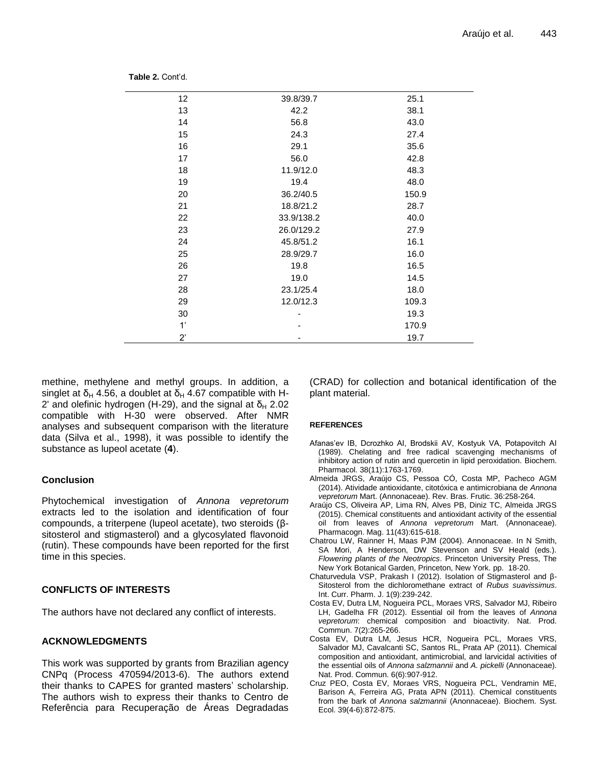**Table 2.** Cont'd.

| | | |
|---|---|---|
| 12 | 39.8/39.7 | 25.1 |
| 13 | 42.2 | 38.1 |
| 14 | 56.8 | 43.0 |
| 15 | 24.3 | 27.4 |
| 16 | 29.1 | 35.6 |
| 17 | 56.0 | 42.8 |
| 18 | 11.9/12.0 | 48.3 |
| 19 | 19.4 | 48.0 |
| 20 | 36.2/40.5 | 150.9 |
| 21 | 18.8/21.2 | 28.7 |
| 22 | 33.9/138.2 | 40.0 |
| 23 | 26.0/129.2 | 27.9 |
| 24 | 45.8/51.2 | 16.1 |
| 25 | 28.9/29.7 | 16.0 |
| 26 | 19.8 | 16.5 |
| 27 | 19.0 | 14.5 |
| 28 | 23.1/25.4 | 18.0 |
| 29 | 12.0/12.3 | 109.3 |
| 30 | - | 19.3 |
| 1' | - | 170.9 |
| 2' | - | 19.7 |

methine, methylene and methyl groups. In addition, a singlet at $\delta_H$ 4.56, a doublet at $\delta_H$ 4.67 compatible with H-2' and olefinic hydrogen (H-29), and the signal at $\delta_H$ 2.02 compatible with H-30 were observed. After NMR analyses and subsequent comparison with the literature data (Silva et al., 1998), it was possible to identify the substance as lupeol acetate (**4**).

## Conclusion

Phytochemical investigation of *Annona vepretorum* extracts led to the isolation and identification of four compounds, a triterpene (lupeol acetate), two steroids (β-sitosterol and stigmasterol) and a glycosylated flavonoid (rutin). These compounds have been reported for the first time in this species.

## CONFLICTS OF INTERESTS

The authors have not declared any conflict of interests.

## ACKNOWLEDGMENTS

This work was supported by grants from Brazilian agency CNPq (Process 470594/2013-6). The authors extend their thanks to CAPES for granted masters' scholarship. The authors wish to express their thanks to Centro de Referência para Recuperação de Áreas Degradadas (CRAD) for collection and botanical identification of the plant material.

## REFERENCES

Afanas'ev IB, Dcrozhko AI, Brodskii AV, Kostyuk VA, Potapovitch AI (1989). Chelating and free radical scavenging mechanisms of inhibitory action of rutin and quercetin in lipid peroxidation. Biochem. Pharmacol. 38(11):1763-1769.

Almeida JRGS, Araújo CS, Pessoa CÓ, Costa MP, Pacheco AGM (2014). Atividade antioxidante, citotóxica e antimicrobiana de *Annona vepretorum* Mart. (Annonaceae). Rev. Bras. Frutic. 36:258-264.

Araújo CS, Oliveira AP, Lima RN, Alves PB, Diniz TC, Almeida JRGS (2015). Chemical constituents and antioxidant activity of the essential oil from leaves of *Annona vepretorum* Mart. (Annonaceae). Pharmacogn. Mag. 11(43):615-618.

Chatrou LW, Rainner H, Maas PJM (2004). Annonaceae. In N Smith, SA Mori, A Henderson, DW Stevenson and SV Heald (eds.). *Flowering plants of the Neotropics*. Princeton University Press, The New York Botanical Garden, Princeton, New York. pp. 18-20.

Chaturvedula VSP, Prakash I (2012). Isolation of Stigmasterol and β-Sitosterol from the dichloromethane extract of *Rubus suavissimus*. Int. Curr. Pharm. J. 1(9):239-242.

Costa EV, Dutra LM, Nogueira PCL, Moraes VRS, Salvador MJ, Ribeiro LH, Gadelha FR (2012). Essential oil from the leaves of *Annona vepretorum*: chemical composition and bioactivity. Nat. Prod. Commun. 7(2):265-266.

Costa EV, Dutra LM, Jesus HCR, Nogueira PCL, Moraes VRS, Salvador MJ, Cavalcanti SC, Santos RL, Prata AP (2011). Chemical composition and antioxidant, antimicrobial, and larvicidal activities of the essential oils of *Annona salzmannii* and *A. pickelli* (Annonaceae). Nat. Prod. Commun. 6(6):907-912.

Cruz PEO, Costa EV, Moraes VRS, Nogueira PCL, Vendramin ME, Barison A, Ferreira AG, Prata APN (2011). Chemical constituents from the bark of *Annona salzmannii* (Anonnaceae). Biochem. Syst. Ecol. 39(4-6):872-875.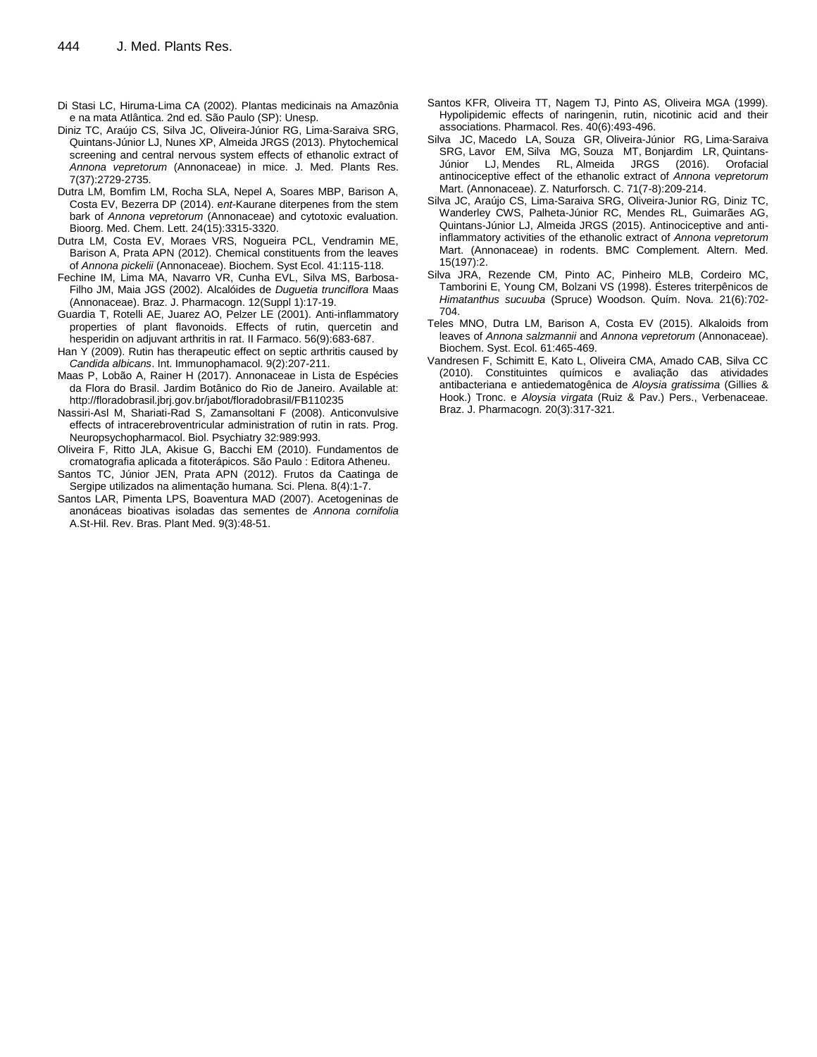Di Stasi LC, Hiruma-Lima CA (2002). Plantas medicinais na Amazônia e na mata Atlântica. 2nd ed. São Paulo (SP): Unesp.

Diniz TC, Araújo CS, Silva JC, Oliveira-Júnior RG, Lima-Saraiva SRG, Quintans-Júnior LJ, Nunes XP, Almeida JRGS (2013). Phytochemical screening and central nervous system effects of ethanolic extract of *Annona vepretorum* (Annonaceae) in mice. J. Med. Plants Res. 7(37):2729-2735.

Dutra LM, Bomfim LM, Rocha SLA, Nepel A, Soares MBP, Barison A, Costa EV, Bezerra DP (2014). e*nt*-Kaurane diterpenes from the stem bark of *Annona vepretorum* (Annonaceae) and cytotoxic evaluation. Bioorg. Med. Chem. Lett. 24(15):3315-3320.

Dutra LM, Costa EV, Moraes VRS, Nogueira PCL, Vendramin ME, Barison A, Prata APN (2012). Chemical constituents from the leaves of *Annona pickelii* (Annonaceae). Biochem. Syst Ecol. 41:115-118.

Fechine IM, Lima MA, Navarro VR, Cunha EVL, Silva MS, Barbosa-Filho JM, Maia JGS (2002). Alcalóides de *Duguetia trunciflora* Maas (Annonaceae). Braz. J. Pharmacogn. 12(Suppl 1):17-19.

Guardia T, Rotelli AE, Juarez AO, Pelzer LE (2001). Anti-inflammatory properties of plant flavonoids. Effects of rutin, quercetin and hesperidin on adjuvant arthritis in rat. Il Farmaco. 56(9):683-687.

Han Y (2009). Rutin has therapeutic effect on septic arthritis caused by *Candida albicans*. Int. Immunophamacol. 9(2):207-211.

Maas P, Lobão A, Rainer H (2017). Annonaceae in Lista de Espécies da Flora do Brasil. Jardim Botânico do Rio de Janeiro. Available at: http://floradobrasil.jbrj.gov.br/jabot/floradobrasil/FB110235

Nassiri-Asl M, Shariati-Rad S, Zamansoltani F (2008). Anticonvulsive effects of intracerebroventricular administration of rutin in rats. Prog. Neuropsychopharmacol. Biol. Psychiatry 32:989:993.

Oliveira F, Ritto JLA, Akisue G, Bacchi EM (2010). Fundamentos de cromatografia aplicada a fitoterápicos. São Paulo : Editora Atheneu.

Santos TC, Júnior JEN, Prata APN (2012). Frutos da Caatinga de Sergipe utilizados na alimentação humana. Sci. Plena. 8(4):1-7.

Santos LAR, Pimenta LPS, Boaventura MAD (2007). Acetogeninas de anonáceas bioativas isoladas das sementes de *Annona cornifolia* A.St-Hil. Rev. Bras. Plant Med. 9(3):48-51.

Santos KFR, Oliveira TT, Nagem TJ, Pinto AS, Oliveira MGA (1999). Hypolipidemic effects of naringenin, rutin, nicotinic acid and their associations. Pharmacol. Res. 40(6):493-496.

Silva JC, Macedo LA, Souza GR, Oliveira-Júnior RG, Lima-Saraiva SRG, Lavor EM, Silva MG, Souza MT, Bonjardim LR, Quintans-Júnior LJ, Mendes RL, Almeida JRGS (2016). Orofacial antinociceptive effect of the ethanolic extract of *Annona vepretorum* Mart. (Annonaceae). Z. Naturforsch. C. 71(7-8):209-214.

Silva JC, Araújo CS, Lima-Saraiva SRG, Oliveira-Junior RG, Diniz TC, Wanderley CWS, Palheta-Júnior RC, Mendes RL, Guimarães AG, Quintans-Júnior LJ, Almeida JRGS (2015). Antinociceptive and anti-inflammatory activities of the ethanolic extract of *Annona vepretorum* Mart. (Annonaceae) in rodents. BMC Complement. Altern. Med. 15(197):2.

Silva JRA, Rezende CM, Pinto AC, Pinheiro MLB, Cordeiro MC, Tamborini E, Young CM, Bolzani VS (1998). Ésteres triterpênicos de *Himatanthus sucuuba* (Spruce) Woodson. Quím. Nova. 21(6):702-704.

Teles MNO, Dutra LM, Barison A, Costa EV (2015). Alkaloids from leaves of *Annona salzmannii* and *Annona vepretorum* (Annonaceae). Biochem. Syst. Ecol. 61:465-469.

Vandresen F, Schimitt E, Kato L, Oliveira CMA, Amado CAB, Silva CC (2010). Constituintes químicos e avaliação das atividades antibacteriana e antiedematogênica de *Aloysia gratissima* (Gillies & Hook.) Tronc. e *Aloysia virgata* (Ruiz & Pav.) Pers., Verbenaceae. Braz. J. Pharmacogn. 20(3):317-321.